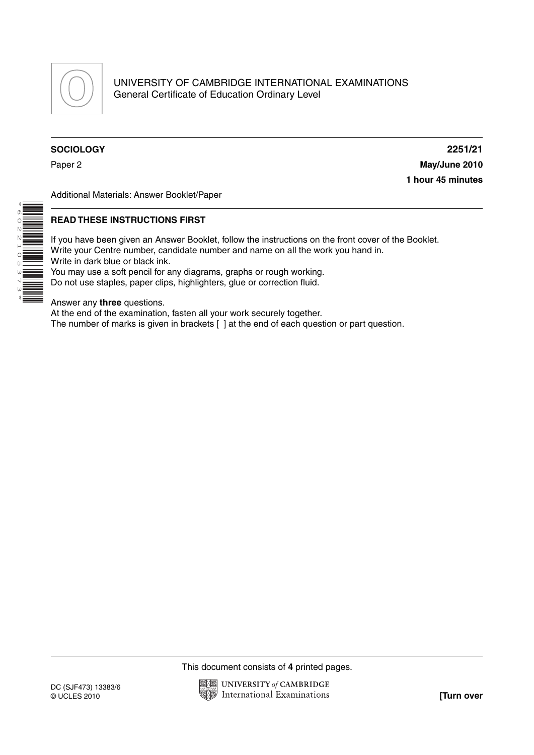UNIVERSITY OF CAMBRIDGE INTERNATIONAL EXAMINATIONS
General Certificate of Education Ordinary Level

**SOCIOLOGY** **2251/21**

Paper 2 **May/June 2010**

**1 hour 45 minutes**

Additional Materials: Answer Booklet/Paper

**READ THESE INSTRUCTIONS FIRST**

If you have been given an Answer Booklet, follow the instructions on the front cover of the Booklet.
Write your Centre number, candidate number and name on all the work you hand in.
Write in dark blue or black ink.
You may use a soft pencil for any diagrams, graphs or rough working.
Do not use staples, paper clips, highlighters, glue or correction fluid.

Answer any **three** questions.
At the end of the examination, fasten all your work securely together.
The number of marks is given in brackets [ ] at the end of each question or part question.

This document consists of **4** printed pages.

DC (SJF473) 13383/6
© UCLES 2010

**[Turn over**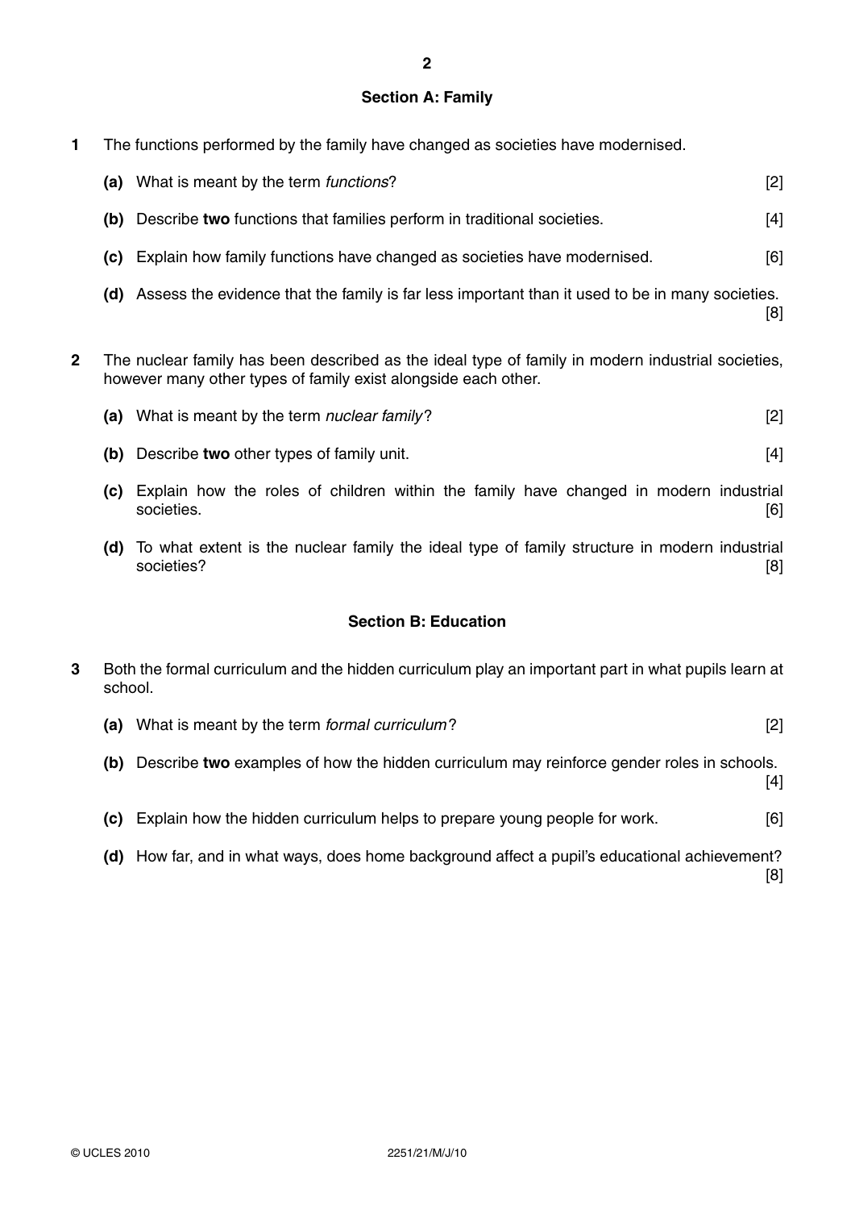## Section A: Family

**1** The functions performed by the family have changed as societies have modernised.

**(a)** What is meant by the term *functions*? [2]

**(b)** Describe **two** functions that families perform in traditional societies. [4]

**(c)** Explain how family functions have changed as societies have modernised. [6]

**(d)** Assess the evidence that the family is far less important than it used to be in many societies. [8]

**2** The nuclear family has been described as the ideal type of family in modern industrial societies, however many other types of family exist alongside each other.

**(a)** What is meant by the term *nuclear family*? [2]

**(b)** Describe **two** other types of family unit. [4]

**(c)** Explain how the roles of children within the family have changed in modern industrial societies. [6]

**(d)** To what extent is the nuclear family the ideal type of family structure in modern industrial societies? [8]

## Section B: Education

**3** Both the formal curriculum and the hidden curriculum play an important part in what pupils learn at school.

**(a)** What is meant by the term *formal curriculum*? [2]

**(b)** Describe **two** examples of how the hidden curriculum may reinforce gender roles in schools. [4]

**(c)** Explain how the hidden curriculum helps to prepare young people for work. [6]

**(d)** How far, and in what ways, does home background affect a pupil's educational achievement? [8]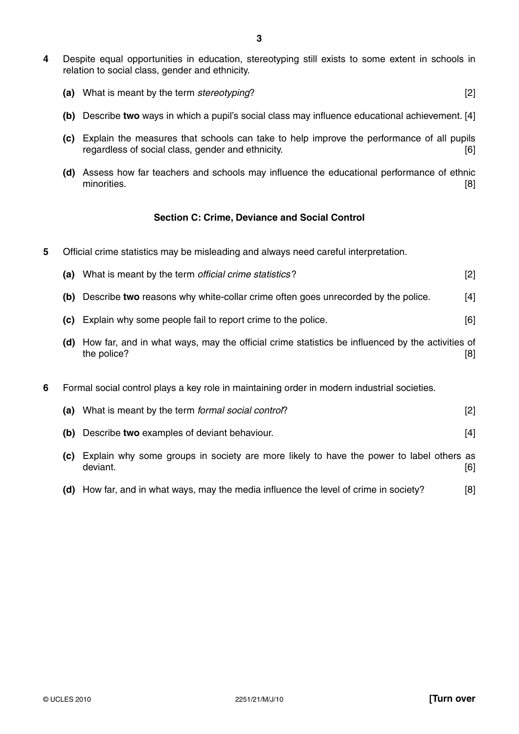**4** Despite equal opportunities in education, stereotyping still exists to some extent in schools in relation to social class, gender and ethnicity.

**(a)** What is meant by the term *stereotyping*? [2]

**(b)** Describe **two** ways in which a pupil's social class may influence educational achievement. [4]

**(c)** Explain the measures that schools can take to help improve the performance of all pupils regardless of social class, gender and ethnicity. [6]

**(d)** Assess how far teachers and schools may influence the educational performance of ethnic minorities. [8]

## Section C: Crime, Deviance and Social Control

**5** Official crime statistics may be misleading and always need careful interpretation.

**(a)** What is meant by the term *official crime statistics*? [2]

**(b)** Describe **two** reasons why white-collar crime often goes unrecorded by the police. [4]

**(c)** Explain why some people fail to report crime to the police. [6]

**(d)** How far, and in what ways, may the official crime statistics be influenced by the activities of the police? [8]

**6** Formal social control plays a key role in maintaining order in modern industrial societies.

**(a)** What is meant by the term *formal social control*? [2]

**(b)** Describe **two** examples of deviant behaviour. [4]

**(c)** Explain why some groups in society are more likely to have the power to label others as deviant. [6]

**(d)** How far, and in what ways, may the media influence the level of crime in society? [8]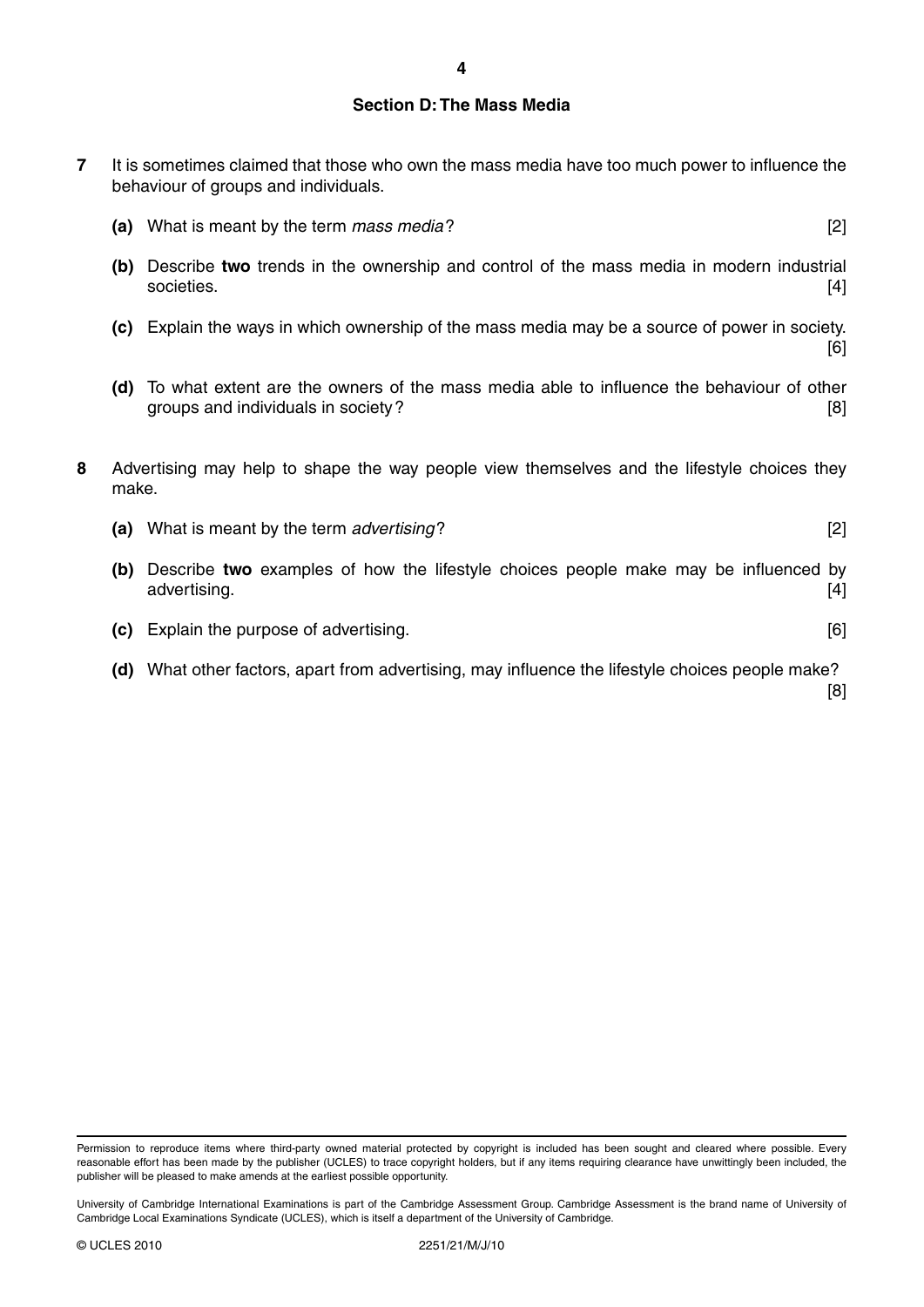## Section D: The Mass Media

**7** It is sometimes claimed that those who own the mass media have too much power to influence the behaviour of groups and individuals.

**(a)** What is meant by the term *mass media*? [2]

**(b)** Describe **two** trends in the ownership and control of the mass media in modern industrial societies. [4]

**(c)** Explain the ways in which ownership of the mass media may be a source of power in society. [6]

**(d)** To what extent are the owners of the mass media able to influence the behaviour of other groups and individuals in society? [8]

**8** Advertising may help to shape the way people view themselves and the lifestyle choices they make.

**(a)** What is meant by the term *advertising*? [2]

**(b)** Describe **two** examples of how the lifestyle choices people make may be influenced by advertising. [4]

**(c)** Explain the purpose of advertising. [6]

**(d)** What other factors, apart from advertising, may influence the lifestyle choices people make? [8]

Permission to reproduce items where third-party owned material protected by copyright is included has been sought and cleared where possible. Every reasonable effort has been made by the publisher (UCLES) to trace copyright holders, but if any items requiring clearance have unwittingly been included, the publisher will be pleased to make amends at the earliest possible opportunity.

University of Cambridge International Examinations is part of the Cambridge Assessment Group. Cambridge Assessment is the brand name of University of Cambridge Local Examinations Syndicate (UCLES), which is itself a department of the University of Cambridge.

© UCLES 2010 2251/21/M/J/10